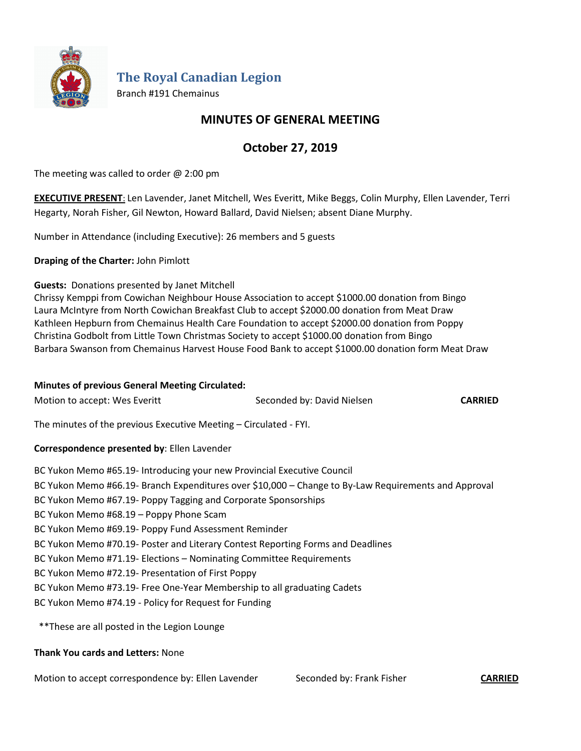# The Royal Canadian Legion

Branch #191 Chemainus

## MINUTES OF GENERAL MEETING

## October 27, 2019

The meeting was called to order @ 2:00 pm

**EXECUTIVE PRESENT**: Len Lavender, Janet Mitchell, Wes Everitt, Mike Beggs, Colin Murphy, Ellen Lavender, Terri Hegarty, Norah Fisher, Gil Newton, Howard Ballard, David Nielsen; absent Diane Murphy.

Number in Attendance (including Executive): 26 members and 5 guests

**Draping of the Charter:** John Pimlott

**Guests:** Donations presented by Janet Mitchell
Chrissy Kemppi from Cowichan Neighbour House Association to accept $1000.00 donation from Bingo
Laura McIntyre from North Cowichan Breakfast Club to accept $2000.00 donation from Meat Draw
Kathleen Hepburn from Chemainus Health Care Foundation to accept $2000.00 donation from Poppy
Christina Godbolt from Little Town Christmas Society to accept $1000.00 donation from Bingo
Barbara Swanson from Chemainus Harvest House Food Bank to accept $1000.00 donation form Meat Draw

**Minutes of previous General Meeting Circulated:**

Motion to accept: Wes Everitt    Seconded by: David Nielsen    **CARRIED**

The minutes of the previous Executive Meeting – Circulated - FYI.

**Correspondence presented by**: Ellen Lavender

BC Yukon Memo #65.19- Introducing your new Provincial Executive Council
BC Yukon Memo #66.19- Branch Expenditures over $10,000 – Change to By-Law Requirements and Approval
BC Yukon Memo #67.19- Poppy Tagging and Corporate Sponsorships
BC Yukon Memo #68.19 – Poppy Phone Scam
BC Yukon Memo #69.19- Poppy Fund Assessment Reminder
BC Yukon Memo #70.19- Poster and Literary Contest Reporting Forms and Deadlines
BC Yukon Memo #71.19- Elections – Nominating Committee Requirements
BC Yukon Memo #72.19- Presentation of First Poppy
BC Yukon Memo #73.19- Free One-Year Membership to all graduating Cadets
BC Yukon Memo #74.19 - Policy for Request for Funding

**These are all posted in the Legion Lounge

**Thank You cards and Letters:** None

Motion to accept correspondence by: Ellen Lavender    Seconded by: Frank Fisher    **CARRIED**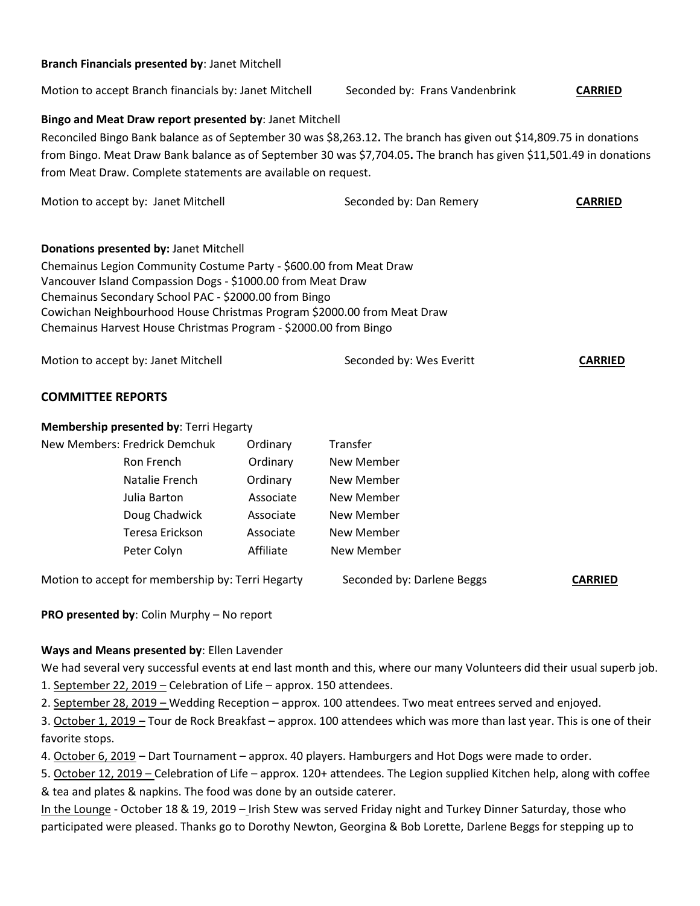**Branch Financials presented by**: Janet Mitchell

Motion to accept Branch financials by: Janet Mitchell Seconded by: Frans Vandenbrink **CARRIED**

**Bingo and Meat Draw report presented by**: Janet Mitchell

Reconciled Bingo Bank balance as of September 30 was $8,263.12**.** The branch has given out $14,809.75 in donations from Bingo. Meat Draw Bank balance as of September 30 was $7,704.05**.** The branch has given $11,501.49 in donations from Meat Draw. Complete statements are available on request.

Motion to accept by: Janet Mitchell Seconded by: Dan Remery **CARRIED**

**Donations presented by:** Janet Mitchell

Chemainus Legion Community Costume Party - $600.00 from Meat Draw
Vancouver Island Compassion Dogs - $1000.00 from Meat Draw
Chemainus Secondary School PAC - $2000.00 from Bingo
Cowichan Neighbourhood House Christmas Program $2000.00 from Meat Draw
Chemainus Harvest House Christmas Program - $2000.00 from Bingo

Motion to accept by: Janet Mitchell Seconded by: Wes Everitt **CARRIED**

## COMMITTEE REPORTS

**Membership presented by**: Terri Hegarty

| New Members: | | |
|---|---|---|
| Fredrick Demchuk | Ordinary | Transfer |
| Ron French | Ordinary | New Member |
| Natalie French | Ordinary | New Member |
| Julia Barton | Associate | New Member |
| Doug Chadwick | Associate | New Member |
| Teresa Erickson | Associate | New Member |
| Peter Colyn | Affiliate | New Member |

Motion to accept for membership by: Terri Hegarty Seconded by: Darlene Beggs **CARRIED**

**PRO presented by**: Colin Murphy – No report

**Ways and Means presented by**: Ellen Lavender

We had several very successful events at end last month and this, where our many Volunteers did their usual superb job.

1. <u>September 22, 2019 –</u> Celebration of Life – approx. 150 attendees.
2. <u>September 28, 2019 –</u> Wedding Reception – approx. 100 attendees. Two meat entrees served and enjoyed.
3. <u>October 1, 2019 –</u> Tour de Rock Breakfast – approx. 100 attendees which was more than last year. This is one of their favorite stops.
4. <u>October 6, 2019</u> – Dart Tournament – approx. 40 players. Hamburgers and Hot Dogs were made to order.
5. <u>October 12, 2019 –</u> Celebration of Life – approx. 120+ attendees. The Legion supplied Kitchen help, along with coffee & tea and plates & napkins. The food was done by an outside caterer.

<u>In the Lounge</u> - October 18 & 19, 2019 – Irish Stew was served Friday night and Turkey Dinner Saturday, those who participated were pleased. Thanks go to Dorothy Newton, Georgina & Bob Lorette, Darlene Beggs for stepping up to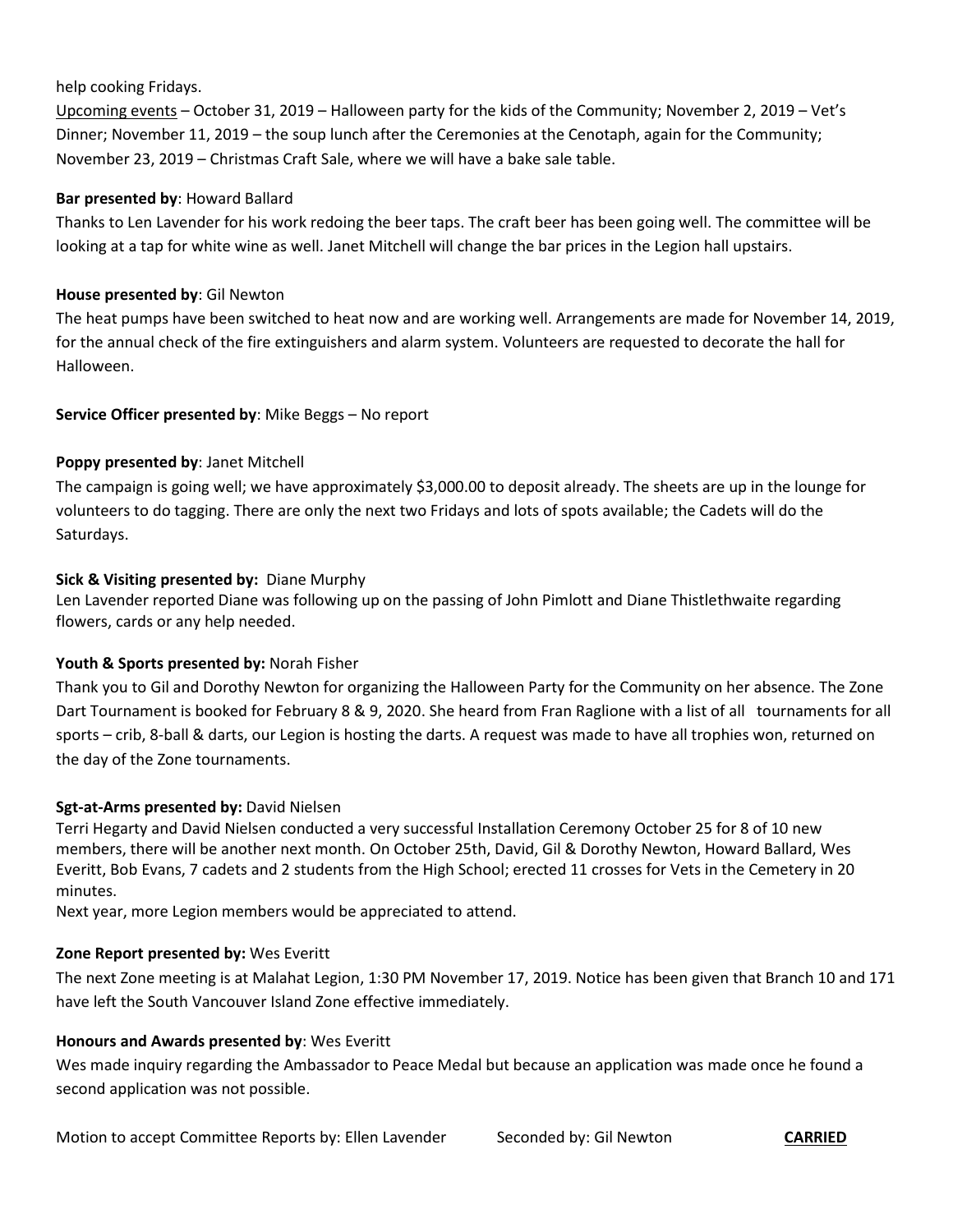help cooking Fridays.

Upcoming events – October 31, 2019 – Halloween party for the kids of the Community; November 2, 2019 – Vet's Dinner; November 11, 2019 – the soup lunch after the Ceremonies at the Cenotaph, again for the Community; November 23, 2019 – Christmas Craft Sale, where we will have a bake sale table.

**Bar presented by**: Howard Ballard

Thanks to Len Lavender for his work redoing the beer taps. The craft beer has been going well. The committee will be looking at a tap for white wine as well. Janet Mitchell will change the bar prices in the Legion hall upstairs.

**House presented by**: Gil Newton

The heat pumps have been switched to heat now and are working well. Arrangements are made for November 14, 2019, for the annual check of the fire extinguishers and alarm system. Volunteers are requested to decorate the hall for Halloween.

**Service Officer presented by**: Mike Beggs – No report

**Poppy presented by**: Janet Mitchell

The campaign is going well; we have approximately $3,000.00 to deposit already. The sheets are up in the lounge for volunteers to do tagging. There are only the next two Fridays and lots of spots available; the Cadets will do the Saturdays.

**Sick & Visiting presented by:** Diane Murphy

Len Lavender reported Diane was following up on the passing of John Pimlott and Diane Thistlethwaite regarding flowers, cards or any help needed.

**Youth & Sports presented by:** Norah Fisher

Thank you to Gil and Dorothy Newton for organizing the Halloween Party for the Community on her absence. The Zone Dart Tournament is booked for February 8 & 9, 2020. She heard from Fran Raglione with a list of all tournaments for all sports – crib, 8-ball & darts, our Legion is hosting the darts. A request was made to have all trophies won, returned on the day of the Zone tournaments.

**Sgt-at-Arms presented by:** David Nielsen

Terri Hegarty and David Nielsen conducted a very successful Installation Ceremony October 25 for 8 of 10 new members, there will be another next month. On October 25th, David, Gil & Dorothy Newton, Howard Ballard, Wes Everitt, Bob Evans, 7 cadets and 2 students from the High School; erected 11 crosses for Vets in the Cemetery in 20 minutes.

Next year, more Legion members would be appreciated to attend.

**Zone Report presented by:** Wes Everitt

The next Zone meeting is at Malahat Legion, 1:30 PM November 17, 2019. Notice has been given that Branch 10 and 171 have left the South Vancouver Island Zone effective immediately.

**Honours and Awards presented by**: Wes Everitt

Wes made inquiry regarding the Ambassador to Peace Medal but because an application was made once he found a second application was not possible.

Motion to accept Committee Reports by: Ellen Lavender Seconded by: Gil Newton **CARRIED**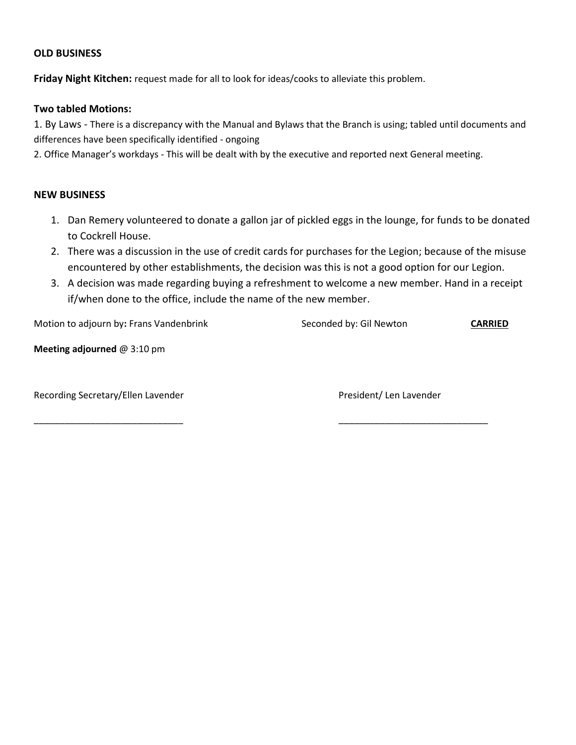**OLD BUSINESS**

**Friday Night Kitchen:** request made for all to look for ideas/cooks to alleviate this problem.

**Two tabled Motions:**

1. By Laws - There is a discrepancy with the Manual and Bylaws that the Branch is using; tabled until documents and differences have been specifically identified - ongoing
2. Office Manager's workdays - This will be dealt with by the executive and reported next General meeting.

**NEW BUSINESS**

1. Dan Remery volunteered to donate a gallon jar of pickled eggs in the lounge, for funds to be donated to Cockrell House.
2. There was a discussion in the use of credit cards for purchases for the Legion; because of the misuse encountered by other establishments, the decision was this is not a good option for our Legion.
3. A decision was made regarding buying a refreshment to welcome a new member. Hand in a receipt if/when done to the office, include the name of the new member.

Motion to adjourn by**:** Frans Vandenbrink Seconded by: Gil Newton **CARRIED**

**Meeting adjourned** @ 3:10 pm

Recording Secretary/Ellen Lavender

_____________________________

President/ Len Lavender

_____________________________